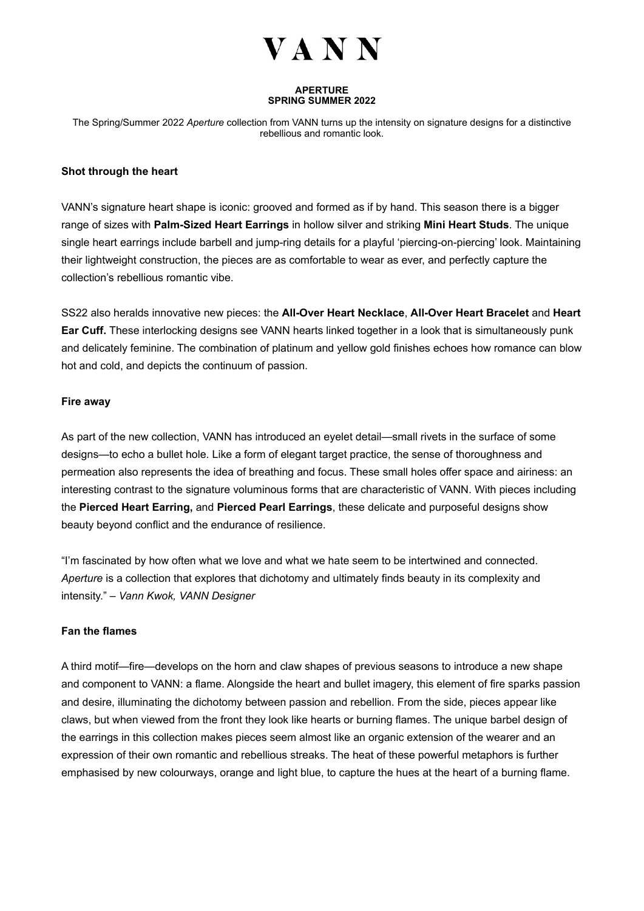# VANN

**APERTURE**
**SPRING SUMMER 2022**

The Spring/Summer 2022 *Aperture* collection from VANN turns up the intensity on signature designs for a distinctive rebellious and romantic look.

### Shot through the heart

VANN's signature heart shape is iconic: grooved and formed as if by hand. This season there is a bigger range of sizes with **Palm-Sized Heart Earrings** in hollow silver and striking **Mini Heart Studs**. The unique single heart earrings include barbell and jump-ring details for a playful 'piercing-on-piercing' look. Maintaining their lightweight construction, the pieces are as comfortable to wear as ever, and perfectly capture the collection's rebellious romantic vibe.

SS22 also heralds innovative new pieces: the **All-Over Heart Necklace**, **All-Over Heart Bracelet** and **Heart Ear Cuff.** These interlocking designs see VANN hearts linked together in a look that is simultaneously punk and delicately feminine. The combination of platinum and yellow gold finishes echoes how romance can blow hot and cold, and depicts the continuum of passion.

### Fire away

As part of the new collection, VANN has introduced an eyelet detail—small rivets in the surface of some designs—to echo a bullet hole. Like a form of elegant target practice, the sense of thoroughness and permeation also represents the idea of breathing and focus. These small holes offer space and airiness: an interesting contrast to the signature voluminous forms that are characteristic of VANN. With pieces including the **Pierced Heart Earring,** and **Pierced Pearl Earrings**, these delicate and purposeful designs show beauty beyond conflict and the endurance of resilience.

"I'm fascinated by how often what we love and what we hate seem to be intertwined and connected. *Aperture* is a collection that explores that dichotomy and ultimately finds beauty in its complexity and intensity." – *Vann Kwok, VANN Designer*

### Fan the flames

A third motif—fire—develops on the horn and claw shapes of previous seasons to introduce a new shape and component to VANN: a flame. Alongside the heart and bullet imagery, this element of fire sparks passion and desire, illuminating the dichotomy between passion and rebellion. From the side, pieces appear like claws, but when viewed from the front they look like hearts or burning flames. The unique barbel design of the earrings in this collection makes pieces seem almost like an organic extension of the wearer and an expression of their own romantic and rebellious streaks. The heat of these powerful metaphors is further emphasised by new colourways, orange and light blue, to capture the hues at the heart of a burning flame.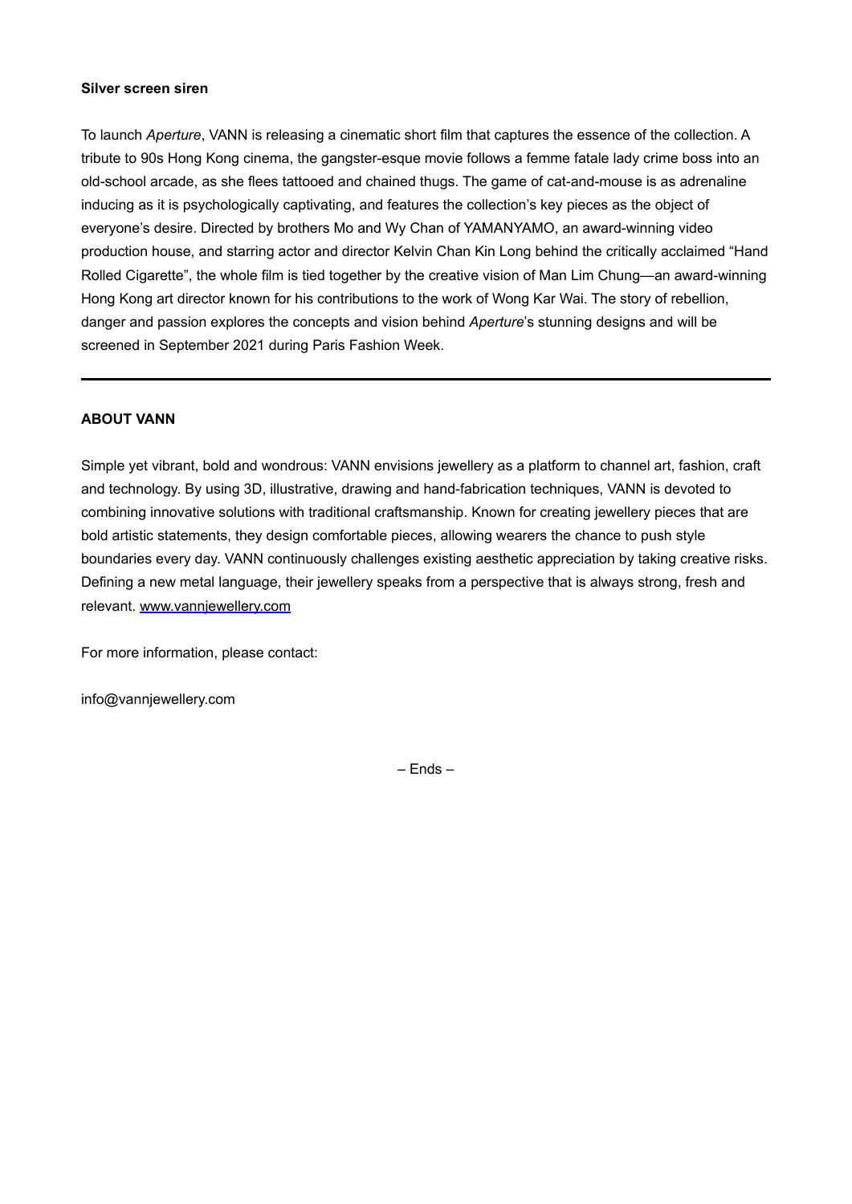**Silver screen siren**

To launch *Aperture*, VANN is releasing a cinematic short film that captures the essence of the collection. A tribute to 90s Hong Kong cinema, the gangster-esque movie follows a femme fatale lady crime boss into an old-school arcade, as she flees tattooed and chained thugs. The game of cat-and-mouse is as adrenaline inducing as it is psychologically captivating, and features the collection's key pieces as the object of everyone's desire. Directed by brothers Mo and Wy Chan of YAMANYAMO, an award-winning video production house, and starring actor and director Kelvin Chan Kin Long behind the critically acclaimed "Hand Rolled Cigarette", the whole film is tied together by the creative vision of Man Lim Chung—an award-winning Hong Kong art director known for his contributions to the work of Wong Kar Wai. The story of rebellion, danger and passion explores the concepts and vision behind *Aperture*'s stunning designs and will be screened in September 2021 during Paris Fashion Week.

---

**ABOUT VANN**

Simple yet vibrant, bold and wondrous: VANN envisions jewellery as a platform to channel art, fashion, craft and technology. By using 3D, illustrative, drawing and hand-fabrication techniques, VANN is devoted to combining innovative solutions with traditional craftsmanship. Known for creating jewellery pieces that are bold artistic statements, they design comfortable pieces, allowing wearers the chance to push style boundaries every day. VANN continuously challenges existing aesthetic appreciation by taking creative risks. Defining a new metal language, their jewellery speaks from a perspective that is always strong, fresh and relevant. [www.vannjewellery.com](http://www.vannjewellery.com)

For more information, please contact:

info@vannjewellery.com

– Ends –